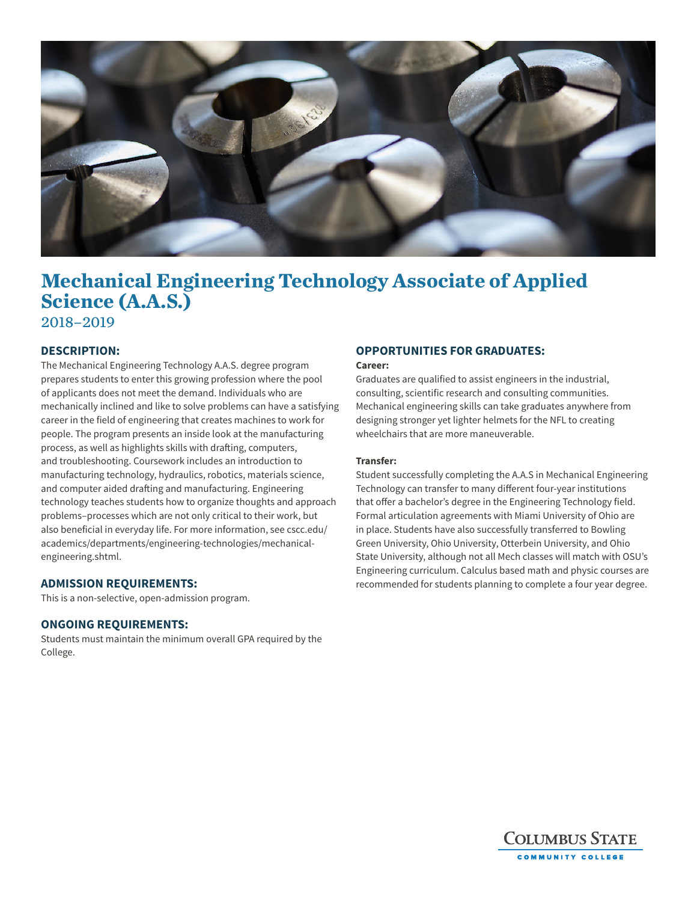# Mechanical Engineering Technology Associate of Applied Science (A.A.S.)

2018–2019

## DESCRIPTION:

The Mechanical Engineering Technology A.A.S. degree program prepares students to enter this growing profession where the pool of applicants does not meet the demand. Individuals who are mechanically inclined and like to solve problems can have a satisfying career in the field of engineering that creates machines to work for people. The program presents an inside look at the manufacturing process, as well as highlights skills with drafting, computers, and troubleshooting. Coursework includes an introduction to manufacturing technology, hydraulics, robotics, materials science, and computer aided drafting and manufacturing. Engineering technology teaches students how to organize thoughts and approach problems–processes which are not only critical to their work, but also beneficial in everyday life. For more information, see cscc.edu/academics/departments/engineering-technologies/mechanical-engineering.shtml.

## ADMISSION REQUIREMENTS:

This is a non-selective, open-admission program.

## ONGOING REQUIREMENTS:

Students must maintain the minimum overall GPA required by the College.

## OPPORTUNITIES FOR GRADUATES:

**Career:**

Graduates are qualified to assist engineers in the industrial, consulting, scientific research and consulting communities. Mechanical engineering skills can take graduates anywhere from designing stronger yet lighter helmets for the NFL to creating wheelchairs that are more maneuverable.

**Transfer:**

Student successfully completing the A.A.S in Mechanical Engineering Technology can transfer to many different four-year institutions that offer a bachelor's degree in the Engineering Technology field. Formal articulation agreements with Miami University of Ohio are in place. Students have also successfully transferred to Bowling Green University, Ohio University, Otterbein University, and Ohio State University, although not all Mech classes will match with OSU's Engineering curriculum. Calculus based math and physic courses are recommended for students planning to complete a four year degree.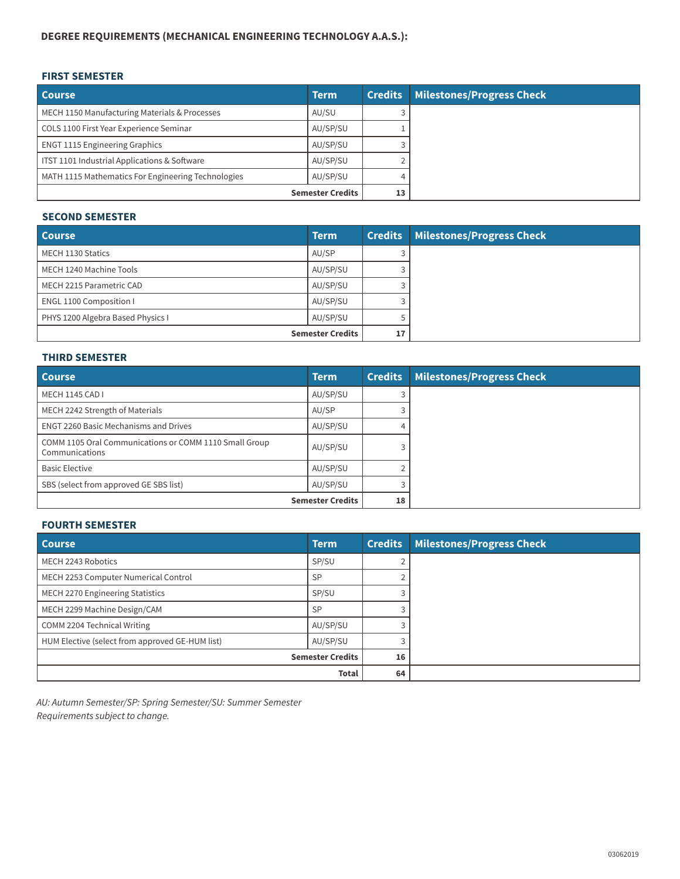## DEGREE REQUIREMENTS (MECHANICAL ENGINEERING TECHNOLOGY A.A.S.):

### FIRST SEMESTER

| Course | Term | Credits | Milestones/Progress Check |
|---|---|---|---|
| MECH 1150 Manufacturing Materials & Processes | AU/SU | 3 | |
| COLS 1100 First Year Experience Seminar | AU/SP/SU | 1 | |
| ENGT 1115 Engineering Graphics | AU/SP/SU | 3 | |
| ITST 1101 Industrial Applications & Software | AU/SP/SU | 2 | |
| MATH 1115 Mathematics For Engineering Technologies | AU/SP/SU | 4 | |
| **Semester Credits** | | **13** | |

### SECOND SEMESTER

| Course | Term | Credits | Milestones/Progress Check |
|---|---|---|---|
| MECH 1130 Statics | AU/SP | 3 | |
| MECH 1240 Machine Tools | AU/SP/SU | 3 | |
| MECH 2215 Parametric CAD | AU/SP/SU | 3 | |
| ENGL 1100 Composition I | AU/SP/SU | 3 | |
| PHYS 1200 Algebra Based Physics I | AU/SP/SU | 5 | |
| **Semester Credits** | | **17** | |

### THIRD SEMESTER

| Course | Term | Credits | Milestones/Progress Check |
|---|---|---|---|
| MECH 1145 CAD I | AU/SP/SU | 3 | |
| MECH 2242 Strength of Materials | AU/SP | 3 | |
| ENGT 2260 Basic Mechanisms and Drives | AU/SP/SU | 4 | |
| COMM 1105 Oral Communications or COMM 1110 Small Group Communications | AU/SP/SU | 3 | |
| Basic Elective | AU/SP/SU | 2 | |
| SBS (select from approved GE SBS list) | AU/SP/SU | 3 | |
| **Semester Credits** | | **18** | |

### FOURTH SEMESTER

| Course | Term | Credits | Milestones/Progress Check |
|---|---|---|---|
| MECH 2243 Robotics | SP/SU | 2 | |
| MECH 2253 Computer Numerical Control | SP | 2 | |
| MECH 2270 Engineering Statistics | SP/SU | 3 | |
| MECH 2299 Machine Design/CAM | SP | 3 | |
| COMM 2204 Technical Writing | AU/SP/SU | 3 | |
| HUM Elective (select from approved GE-HUM list) | AU/SP/SU | 3 | |
| **Semester Credits** | | **16** | |
| **Total** | | **64** | |

*AU: Autumn Semester/SP: Spring Semester/SU: Summer Semester*
*Requirements subject to change.*

03062019